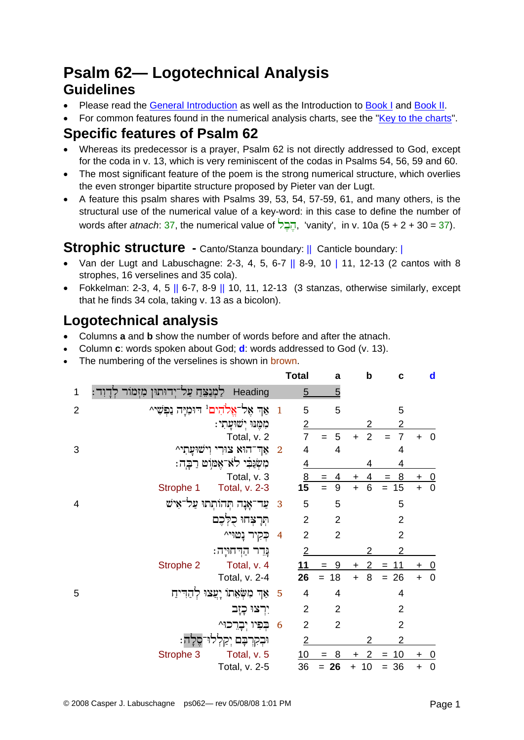# Psalm 62— Logotechnical Analysis

## Guidelines

- Please read the General Introduction as well as the Introduction to Book I and Book II.
- For common features found in the numerical analysis charts, see the "Key to the charts".

## Specific features of Psalm 62

- Whereas its predecessor is a prayer, Psalm 62 is not directly addressed to God, except for the coda in v. 13, which is very reminiscent of the codas in Psalms 54, 56, 59 and 60.
- The most significant feature of the poem is the strong numerical structure, which overlies the even stronger bipartite structure proposed by Pieter van der Lugt.
- A feature this psalm shares with Psalms 39, 53, 54, 57-59, 61, and many others, is the structural use of the numerical value of a key-word: in this case to define the number of words after *atnach*: 37, the numerical value of הֶבֶל, 'vanity', in v. 10a (5 + 2 + 30 = 37).

## Strophic structure - Canto/Stanza boundary: || Canticle boundary: |

- Van der Lugt and Labuschagne: 2-3, 4, 5, 6-7 || 8-9, 10 | 11, 12-13 (2 cantos with 8 strophes, 16 verselines and 35 cola).
- Fokkelman: 2-3, 4, 5 || 6-7, 8-9 || 10, 11, 12-13 (3 stanzas, otherwise similarly, except that he finds 34 cola, taking v. 13 as a bicolon).

## Logotechnical analysis

- Columns **a** and **b** show the number of words before and after the atnach.
- Column **c**: words spoken about God; **d**: words addressed to God (v. 13).
- The numbering of the verselines is shown in brown.

| | Text | | Total | | a | | b | | c | | d |
|---|---|---|---|---|---|---|---|---|---|---|---|
| 1 | לַמְנַצֵּחַ עַל־יְדוּתוּן מִזְמוֹר לְדָוִד׃ Heading | | 5 | | 5 | | | | | | |
| 2 | אַךְ אֶל־אֱלֹהִים [1] דּוּמִיָּה נַפְשִׁי^ | 1 | 5 | | 5 | | | | 5 | | |
| | מִמֶּנּוּ יְשׁוּעָתִי׃ | | 2 | | | | 2 | | 2 | | |
| | Total, v. 2 | | 7 | = | 5 | + | 2 | = | 7 | + | 0 |
| 3 | אַךְ־הוּא צוּרִי וִישׁוּעָתִי^ | 2 | 4 | | 4 | | | | 4 | | |
| | מִשְׂגַּבִּי לֹא־אֶמּוֹט רַבָּה׃ | | 4 | | | | 4 | | 4 | | |
| | Total, v. 3 | | 8 | = | 4 | + | 4 | = | 8 | + | 0 |
| | Strophe 1 Total, v. 2-3 | | 15 | = | 9 | + | 6 | = | 15 | + | 0 |
| 4 | עַד־אָנָה תְּהוֹתְתוּ עַל־אִישׁ | 3 | 5 | | 5 | | | | 5 | | |
| | תְּרָצְּחוּ כֻלְּכֶם | | 2 | | 2 | | | | 2 | | |
| | כְּקִיר נָטוּי^ | 4 | 2 | | 2 | | | | 2 | | |
| | גָּדֵר הַדְּחוּיָה׃ | | 2 | | | | 2 | | 2 | | |
| | Strophe 2 Total, v. 4 | | 11 | = | 9 | + | 2 | = | 11 | + | 0 |
| | Total, v. 2-4 | | 26 | = | 18 | + | 8 | = | 26 | + | 0 |
| 5 | אַךְ מִשְּׂאֵתוֹ יָעֲצוּ לְהַדִּיחַ | 5 | 4 | | 4 | | | | 4 | | |
| | יִרְצוּ כָזָב | | 2 | | 2 | | | | 2 | | |
| | בְּפִיו יְבָרֵכוּ^ | 6 | 2 | | 2 | | | | 2 | | |
| | וּבְקִרְבָּם יְקַלְלוּ־סֶלָה׃ | | 2 | | | | 2 | | 2 | | |
| | Strophe 3 Total, v. 5 | | 10 | = | 8 | + | 2 | = | 10 | + | 0 |
| | Total, v. 2-5 | | 36 | = | **26** | + | 10 | = | 36 | + | 0 |

© 2008 Casper J. Labuschagne ps062— rev 05/08/08 1:01 PM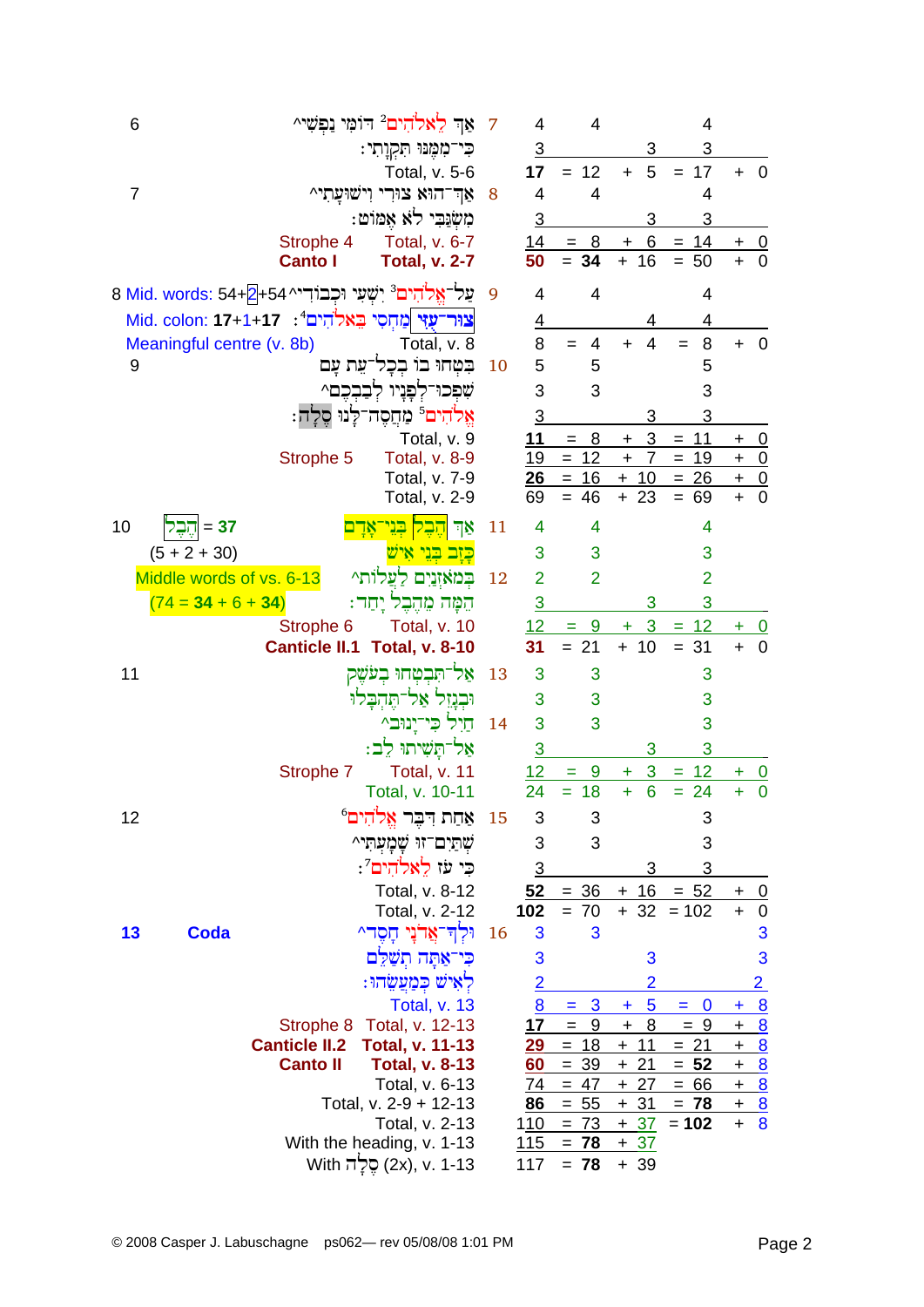| Verse | Notes | Hebrew text | Colon | Words | | | | | |
|---|---|---|---|---|---|---|---|---|---|
| 6 | | אַךְ לֵאלֹהִים[2] דּוֹמִּי נַפְשִׁי^ | 7 | 4 | 4 | | 4 | | |
| | | כִּי־מִמֶּנּוּ תִּקְוָתִי׃ | | 3 | | 3 | 3 | | |
| | | Total, v. 5-6 | | **17** | = 12 | + 5 | = 17 | + 0 | |
| 7 | | אַךְ־הוּא צוּרִי וִישׁוּעָתִי^ | 8 | 4 | 4 | | 4 | | |
| | | מִשְׂגַּבִּי לֹא אֶמּוֹט׃ | | 3 | | 3 | 3 | | |
| | Strophe 4 | Total, v. 6-7 | | 14 | = 8 | + 6 | = 14 | + 0 | |
| | Canto I | Total, v. 2-7 | | **50** | = **34** | + 16 | = 50 | + 0 | |
| 8 | Mid. words: 54+2+54 | עַל־אֱלֹהִים[3] יִשְׁעִי וּכְבוֹדִי^ | 9 | 4 | 4 | | 4 | | |
| | Mid. colon: **17**+1+**17** | צוּר־עֻזִּי מַחְסִי בֵּאלֹהִים[4]׃ | | 4 | | 4 | 4 | | |
| | Meaningful centre (v. 8b) | Total, v. 8 | | 8 | = 4 | + 4 | = 8 | + 0 | |
| 9 | | בִּטְחוּ בוֹ בְכָל־עֵת עָם | 10 | 5 | 5 | | 5 | | |
| | | שִׁפְכוּ־לְפָנָיו לְבַבְכֶם^ | | 3 | 3 | | 3 | | |
| | | אֱלֹהִים[5] מַחֲסֶה־לָּנוּ סֶלָה׃ | | 3 | | 3 | 3 | | |
| | | Total, v. 9 | | **11** | = 8 | + 3 | = 11 | + 0 | |
| | Strophe 5 | Total, v. 8-9 | | 19 | = 12 | + 7 | = 19 | + 0 | |
| | | Total, v. 7-9 | | **26** | = 16 | + 10 | = 26 | + 0 | |
| | | Total, v. 2-9 | | 69 | = 46 | + 23 | = 69 | + 0 | |
| 10 | הֶבֶל = **37** (5 + 2 + 30) | אַךְ הֶבֶל בְּנֵי־אָדָם | 11 | 4 | 4 | | 4 | | |
| | | כָּזָב בְּנֵי אִישׁ | | 3 | 3 | | 3 | | |
| | Middle words of vs. 6-13 | בְּמֹאזְנַיִם לַעֲלוֹת^ | 12 | 2 | 2 | | 2 | | |
| | (74 = **34** + 6 + **34**) | הֵמָּה מֵהֶבֶל יָחַד׃ | | 3 | | 3 | 3 | | |
| | Strophe 6 | Total, v. 10 | | 12 | = 9 | + 3 | = 12 | + 0 | |
| | Canticle II.1 | Total, v. 8-10 | | **31** | = 21 | + 10 | = 31 | + 0 | |
| 11 | | אַל־תִּבְטְחוּ בְעֹשֶׁק | 13 | 3 | 3 | | 3 | | |
| | | וּבְגָזֵל אַל־תֶּהְבָּלוּ | | 3 | 3 | | 3 | | |
| | | חַיִל כִּי־יָנוּב^ | 14 | 3 | 3 | | 3 | | |
| | | אַל־תָּשִׁיתוּ לֵב׃ | | 3 | | 3 | 3 | | |
| | Strophe 7 | Total, v. 11 | | 12 | = 9 | + 3 | = 12 | + 0 | |
| | | Total, v. 10-11 | | 24 | = 18 | + 6 | = 24 | + 0 | |
| 12 | | אַחַת דִּבֶּר אֱלֹהִים[6] | 15 | 3 | 3 | | 3 | | |
| | | שְׁתַּיִם־זוּ שָׁמָעְתִּי^ | | 3 | 3 | | 3 | | |
| | | כִּי עֹז לֵאלֹהִים[7]׃ | | 3 | | 3 | 3 | | |
| | | Total, v. 8-12 | | **52** | = 36 | + 16 | = 52 | + 0 | |
| | | Total, v. 2-12 | | **102** | = 70 | + 32 | = 102 | + 0 | |
| **13** | **Coda** | וּלְךָ־אֲדֹנָי חָסֶד^ | 16 | 3 | 3 | | | 3 | |
| | | כִּי־אַתָּה תְשַׁלֵּם | | 3 | | 3 | | 3 | |
| | | לְאִישׁ כְּמַעֲשֵׂהוּ׃ | | 2 | | 2 | | 2 | |
| | | Total, v. 13 | | 8 | = 3 | + 5 | = 0 | + 8 | |
| | Strophe 8 | Total, v. 12-13 | | 17 | = 9 | + 8 | = 9 | + 8 | |
| | Canticle II.2 | Total, v. 11-13 | | **29** | = 18 | + 11 | = 21 | + 8 | |
| | Canto II | Total, v. 8-13 | | **60** | = 39 | + 21 | = **52** | + 8 | |
| | | Total, v. 6-13 | | 74 | = 47 | + 27 | = 66 | + 8 | |
| | | Total, v. 2-9 + 12-13 | | 86 | = 55 | + 31 | = **78** | + 8 | |
| | | Total, v. 2-13 | | 110 | = 73 | + 37 | = **102** | + 8 | |
| | | With the heading, v. 1-13 | | 115 | = **78** | + 37 | | | |
| | | With סֶלָה (2x), v. 1-13 | | 117 | = **78** | + 39 | | | |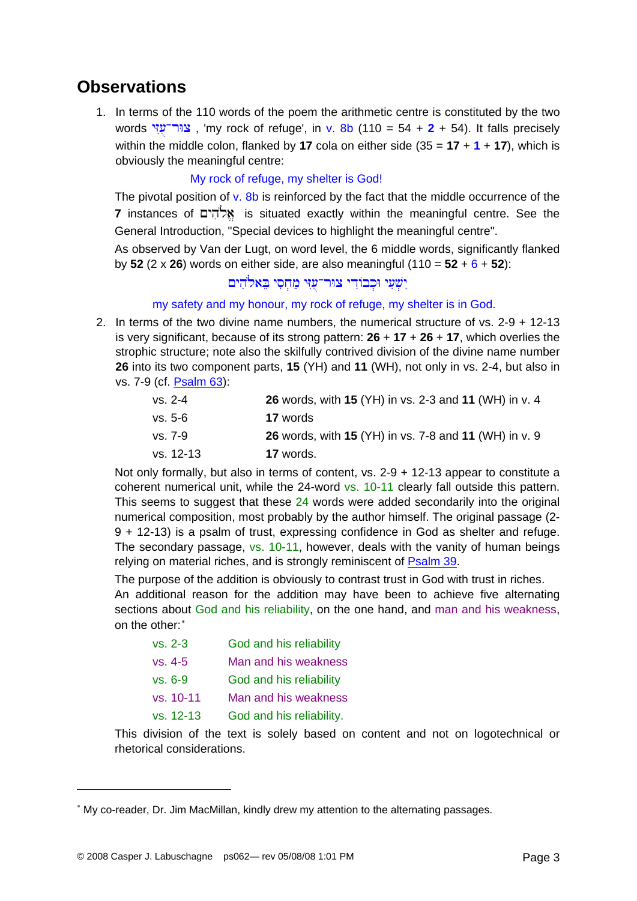## Observations

1. In terms of the 110 words of the poem the arithmetic centre is constituted by the two words צוּר־עֻזִּי , 'my rock of refuge', in v. 8b (110 = 54 + **2** + 54). It falls precisely within the middle colon, flanked by **17** cola on either side (35 = **17** + **1** + **17**), which is obviously the meaningful centre:

   My rock of refuge, my shelter is God!

   The pivotal position of v. 8b is reinforced by the fact that the middle occurrence of the **7** instances of אֱלֹהִים is situated exactly within the meaningful centre. See the General Introduction, "Special devices to highlight the meaningful centre".

   As observed by Van der Lugt, on word level, the 6 middle words, significantly flanked by **52** (2 x **26**) words on either side, are also meaningful (110 = **52** + 6 + **52**):

   יִשְׁעִי וּכְבוֹדִי צוּר־עֻזִּי מַחְסִי בֵּאלֹהִים

   my safety and my honour, my rock of refuge, my shelter is in God.

2. In terms of the two divine name numbers, the numerical structure of vs. 2-9 + 12-13 is very significant, because of its strong pattern: **26** + **17** + **26** + **17**, which overlies the strophic structure; note also the skilfully contrived division of the divine name number **26** into its two component parts, **15** (YH) and **11** (WH), not only in vs. 2-4, but also in vs. 7-9 (cf. Psalm 63):

   | | |
   |---|---|
   | vs. 2-4 | **26** words, with **15** (YH) in vs. 2-3 and **11** (WH) in v. 4 |
   | vs. 5-6 | **17** words |
   | vs. 7-9 | **26** words, with **15** (YH) in vs. 7-8 and **11** (WH) in v. 9 |
   | vs. 12-13 | **17** words. |

   Not only formally, but also in terms of content, vs. 2-9 + 12-13 appear to constitute a coherent numerical unit, while the 24-word vs. 10-11 clearly fall outside this pattern. This seems to suggest that these 24 words were added secondarily into the original numerical composition, most probably by the author himself. The original passage (2-9 + 12-13) is a psalm of trust, expressing confidence in God as shelter and refuge. The secondary passage, vs. 10-11, however, deals with the vanity of human beings relying on material riches, and is strongly reminiscent of Psalm 39.

   The purpose of the addition is obviously to contrast trust in God with trust in riches.
   An additional reason for the addition may have been to achieve five alternating sections about God and his reliability, on the one hand, and man and his weakness, on the other:*

   | | |
   |---|---|
   | vs. 2-3 | God and his reliability |
   | vs. 4-5 | Man and his weakness |
   | vs. 6-9 | God and his reliability |
   | vs. 10-11 | Man and his weakness |
   | vs. 12-13 | God and his reliability. |

   This division of the text is solely based on content and not on logotechnical or rhetorical considerations.

---

* My co-reader, Dr. Jim MacMillan, kindly drew my attention to the alternating passages.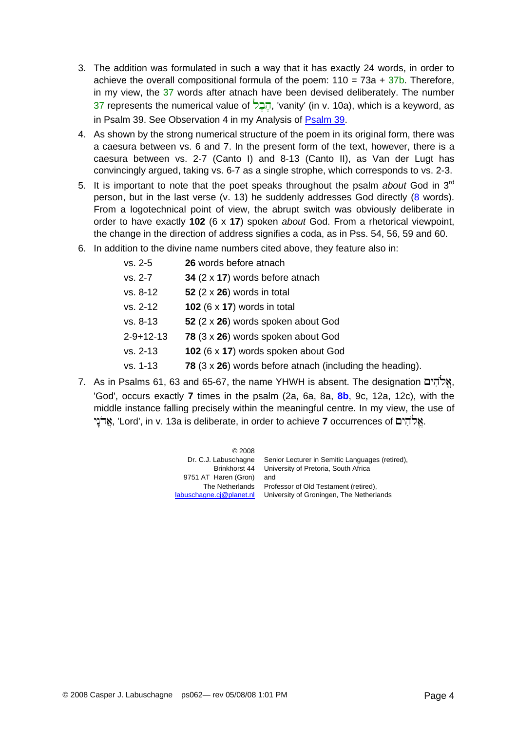3. The addition was formulated in such a way that it has exactly 24 words, in order to achieve the overall compositional formula of the poem: 110 = 73a + 37b. Therefore, in my view, the 37 words after atnach have been devised deliberately. The number 37 represents the numerical value of הֶבֶל, 'vanity' (in v. 10a), which is a keyword, as in Psalm 39. See Observation 4 in my Analysis of [Psalm 39](#).
4. As shown by the strong numerical structure of the poem in its original form, there was a caesura between vs. 6 and 7. In the present form of the text, however, there is a caesura between vs. 2-7 (Canto I) and 8-13 (Canto II), as Van der Lugt has convincingly argued, taking vs. 6-7 as a single strophe, which corresponds to vs. 2-3.
5. It is important to note that the poet speaks throughout the psalm *about* God in 3rd person, but in the last verse (v. 13) he suddenly addresses God directly (8 words). From a logotechnical point of view, the abrupt switch was obviously deliberate in order to have exactly **102** (6 x **17**) spoken *about* God. From a rhetorical viewpoint, the change in the direction of address signifies a coda, as in Pss. 54, 56, 59 and 60.
6. In addition to the divine name numbers cited above, they feature also in:

| | |
|---|---|
| vs. 2-5 | **26** words before atnach |
| vs. 2-7 | **34** (2 x **17**) words before atnach |
| vs. 8-12 | **52** (2 x **26**) words in total |
| vs. 2-12 | **102** (6 x **17**) words in total |
| vs. 8-13 | **52** (2 x **26**) words spoken about God |
| 2-9+12-13 | **78** (3 x **26**) words spoken about God |
| vs. 2-13 | **102** (6 x **17**) words spoken about God |
| vs. 1-13 | **78** (3 x **26**) words before atnach (including the heading). |

7. As in Psalms 61, 63 and 65-67, the name YHWH is absent. The designation אֱלֹהִים, 'God', occurs exactly **7** times in the psalm (2a, 6a, 8a, **8b**, 9c, 12a, 12c), with the middle instance falling precisely within the meaningful centre. In my view, the use of אֲדֹנָי, 'Lord', in v. 13a is deliberate, in order to achieve **7** occurrences of אֱלֹהִים.

© 2008
Dr. C.J. Labuschagne — Senior Lecturer in Semitic Languages (retired),
Brinkhorst 44 — University of Pretoria, South Africa
9751 AT Haren (Gron) — and
The Netherlands — Professor of Old Testament (retired),
labuschagne.cj@planet.nl — University of Groningen, The Netherlands